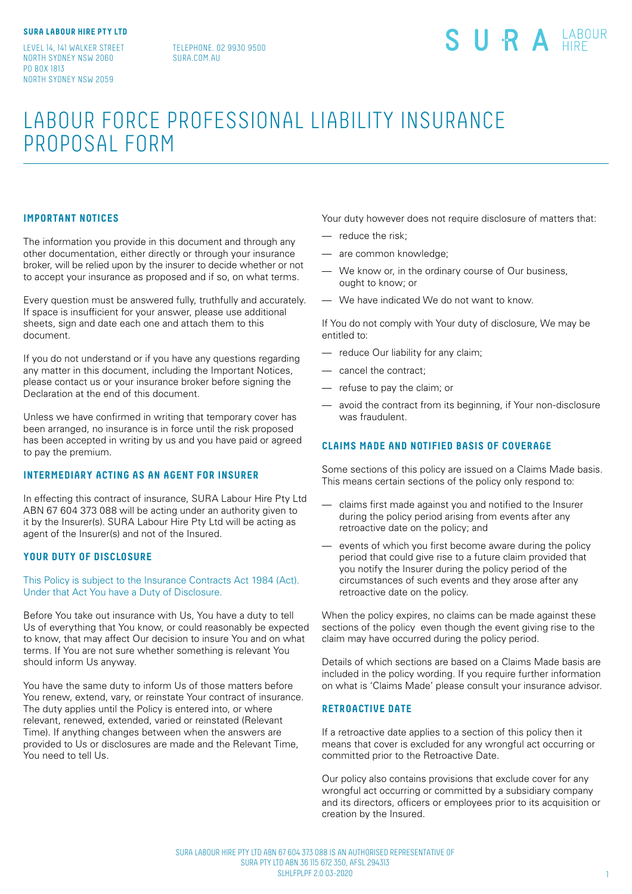**SURA LABOUR HIRE PTY LTD**

LEVEL 14, 141 WALKER STREET
NORTH SYDNEY NSW 2060
PO BOX 1813
NORTH SYDNEY NSW 2059

TELEPHONE. 02 9930 9500
SURA.COM.AU

SURA LABOUR HIRE

# LABOUR FORCE PROFESSIONAL LIABILITY INSURANCE PROPOSAL FORM

## IMPORTANT NOTICES

The information you provide in this document and through any other documentation, either directly or through your insurance broker, will be relied upon by the insurer to decide whether or not to accept your insurance as proposed and if so, on what terms.

Every question must be answered fully, truthfully and accurately. If space is insufficient for your answer, please use additional sheets, sign and date each one and attach them to this document.

If you do not understand or if you have any questions regarding any matter in this document, including the Important Notices, please contact us or your insurance broker before signing the Declaration at the end of this document.

Unless we have confirmed in writing that temporary cover has been arranged, no insurance is in force until the risk proposed has been accepted in writing by us and you have paid or agreed to pay the premium.

## INTERMEDIARY ACTING AS AN AGENT FOR INSURER

In effecting this contract of insurance, SURA Labour Hire Pty Ltd ABN 67 604 373 088 will be acting under an authority given to it by the Insurer(s). SURA Labour Hire Pty Ltd will be acting as agent of the Insurer(s) and not of the Insured.

## YOUR DUTY OF DISCLOSURE

This Policy is subject to the Insurance Contracts Act 1984 (Act). Under that Act You have a Duty of Disclosure.

Before You take out insurance with Us, You have a duty to tell Us of everything that You know, or could reasonably be expected to know, that may affect Our decision to insure You and on what terms. If You are not sure whether something is relevant You should inform Us anyway.

You have the same duty to inform Us of those matters before You renew, extend, vary, or reinstate Your contract of insurance. The duty applies until the Policy is entered into, or where relevant, renewed, extended, varied or reinstated (Relevant Time). If anything changes between when the answers are provided to Us or disclosures are made and the Relevant Time, You need to tell Us.

Your duty however does not require disclosure of matters that:

- reduce the risk;
- are common knowledge;
- We know or, in the ordinary course of Our business, ought to know; or
- We have indicated We do not want to know.

If You do not comply with Your duty of disclosure, We may be entitled to:

- reduce Our liability for any claim;
- cancel the contract;
- refuse to pay the claim; or
- avoid the contract from its beginning, if Your non-disclosure was fraudulent.

## CLAIMS MADE AND NOTIFIED BASIS OF COVERAGE

Some sections of this policy are issued on a Claims Made basis. This means certain sections of the policy only respond to:

- claims first made against you and notified to the Insurer during the policy period arising from events after any retroactive date on the policy; and
- events of which you first become aware during the policy period that could give rise to a future claim provided that you notify the Insurer during the policy period of the circumstances of such events and they arose after any retroactive date on the policy.

When the policy expires, no claims can be made against these sections of the policy even though the event giving rise to the claim may have occurred during the policy period.

Details of which sections are based on a Claims Made basis are included in the policy wording. If you require further information on what is 'Claims Made' please consult your insurance advisor.

## RETROACTIVE DATE

If a retroactive date applies to a section of this policy then it means that cover is excluded for any wrongful act occurring or committed prior to the Retroactive Date.

Our policy also contains provisions that exclude cover for any wrongful act occurring or committed by a subsidiary company and its directors, officers or employees prior to its acquisition or creation by the Insured.

SURA LABOUR HIRE PTY LTD ABN 67 604 373 088 IS AN AUTHORISED REPRESENTATIVE OF SURA PTY LTD ABN 36 115 672 350, AFSL 294313
SLHLFPLPF 2.0 03-2020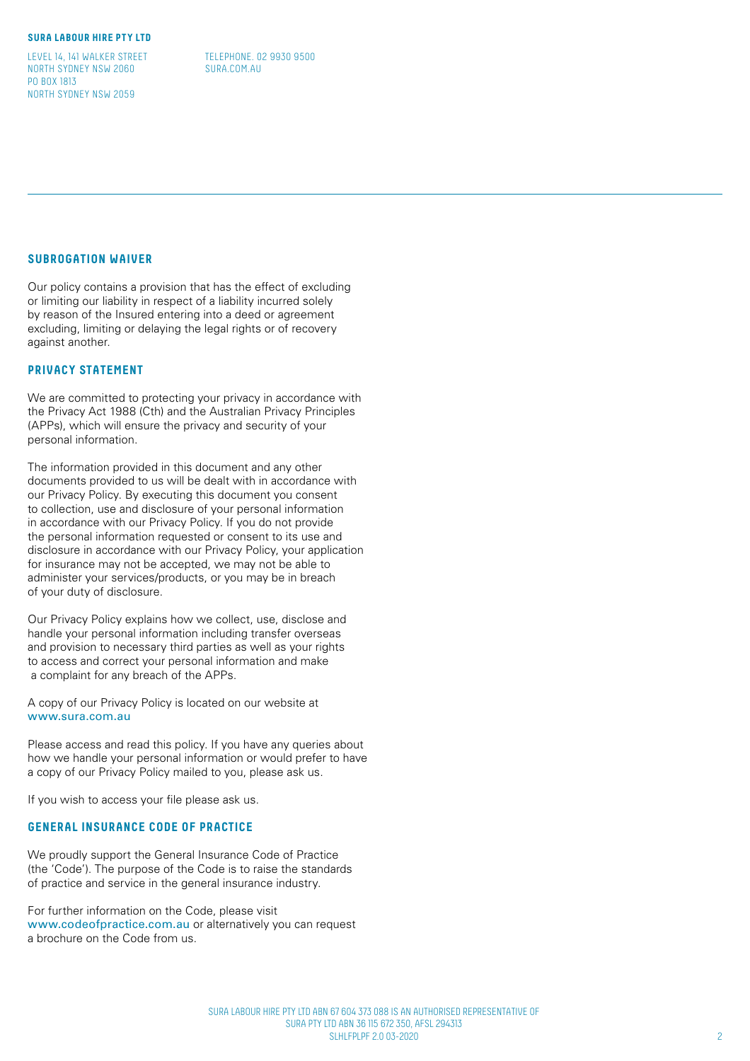**SURA LABOUR HIRE PTY LTD**

LEVEL 14, 141 WALKER STREET
NORTH SYDNEY NSW 2060
PO BOX 1813
NORTH SYDNEY NSW 2059

TELEPHONE. 02 9930 9500
SURA.COM.AU

## SUBROGATION WAIVER

Our policy contains a provision that has the effect of excluding or limiting our liability in respect of a liability incurred solely by reason of the Insured entering into a deed or agreement excluding, limiting or delaying the legal rights or of recovery against another.

## PRIVACY STATEMENT

We are committed to protecting your privacy in accordance with the Privacy Act 1988 (Cth) and the Australian Privacy Principles (APPs), which will ensure the privacy and security of your personal information.

The information provided in this document and any other documents provided to us will be dealt with in accordance with our Privacy Policy. By executing this document you consent to collection, use and disclosure of your personal information in accordance with our Privacy Policy. If you do not provide the personal information requested or consent to its use and disclosure in accordance with our Privacy Policy, your application for insurance may not be accepted, we may not be able to administer your services/products, or you may be in breach of your duty of disclosure.

Our Privacy Policy explains how we collect, use, disclose and handle your personal information including transfer overseas and provision to necessary third parties as well as your rights to access and correct your personal information and make a complaint for any breach of the APPs.

A copy of our Privacy Policy is located on our website at www.sura.com.au

Please access and read this policy. If you have any queries about how we handle your personal information or would prefer to have a copy of our Privacy Policy mailed to you, please ask us.

If you wish to access your file please ask us.

## GENERAL INSURANCE CODE OF PRACTICE

We proudly support the General Insurance Code of Practice (the 'Code'). The purpose of the Code is to raise the standards of practice and service in the general insurance industry.

For further information on the Code, please visit www.codeofpractice.com.au or alternatively you can request a brochure on the Code from us.

SURA LABOUR HIRE PTY LTD ABN 67 604 373 088 IS AN AUTHORISED REPRESENTATIVE OF SURA PTY LTD ABN 36 115 672 350, AFSL 294313
SLHLFPLPF 2.0 03-2020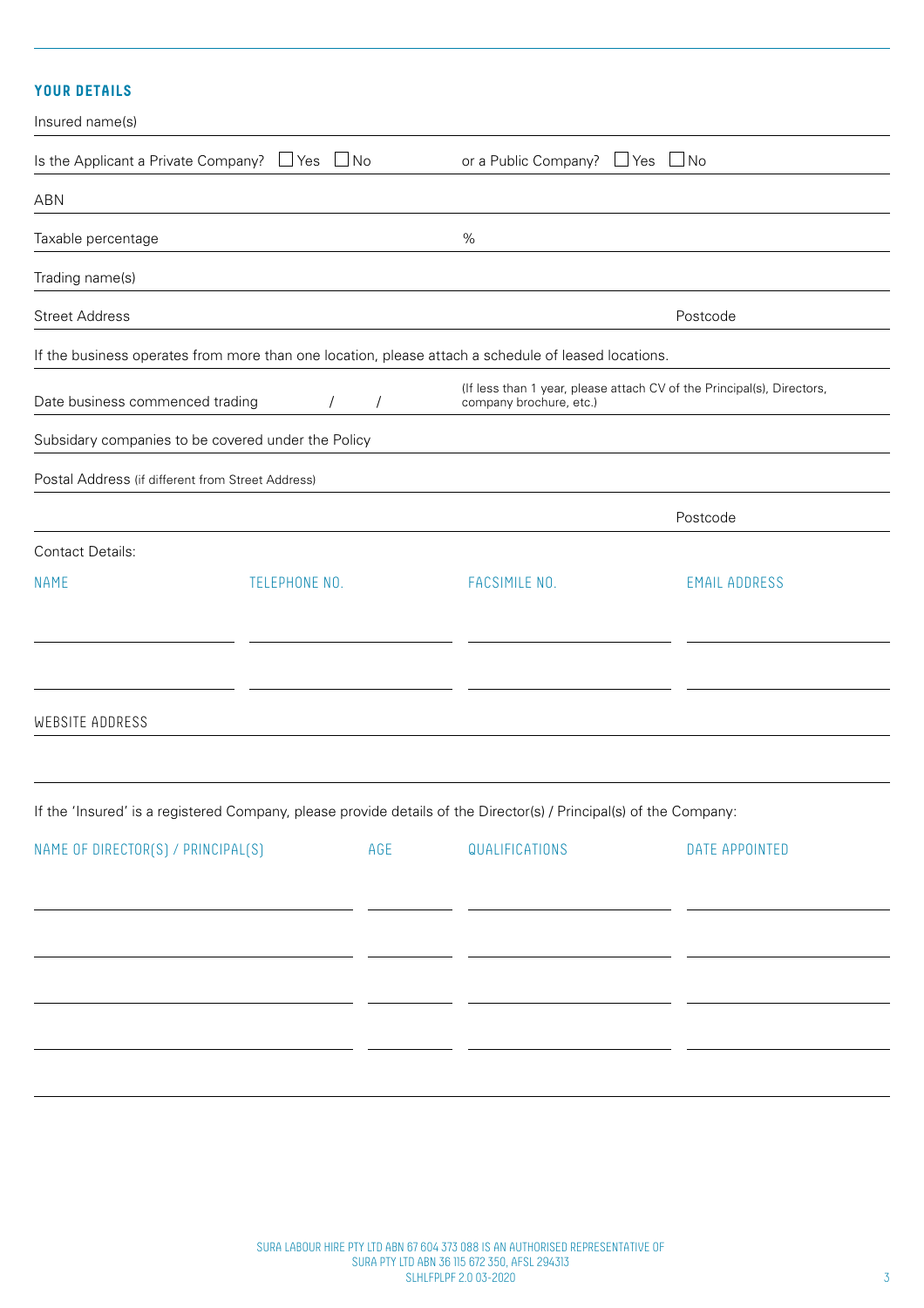## YOUR DETAILS

Insured name(s)

Is the Applicant a Private Company? ☐ Yes ☐ No or a Public Company? ☐ Yes ☐ No

ABN

Taxable percentage %

Trading name(s)

Street Address Postcode

If the business operates from more than one location, please attach a schedule of leased locations.

Date business commenced trading / / (If less than 1 year, please attach CV of the Principal(s), Directors, company brochure, etc.)

Subsidary companies to be covered under the Policy

Postal Address (if different from Street Address)

Postcode

Contact Details:

| NAME | TELEPHONE NO. | FACSIMILE NO. | EMAIL ADDRESS |
|---|---|---|---|
| | | | |
| | | | |

WEBSITE ADDRESS

If the 'Insured' is a registered Company, please provide details of the Director(s) / Principal(s) of the Company:

| NAME OF DIRECTOR(S) / PRINCIPAL(S) | AGE | QUALIFICATIONS | DATE APPOINTED |
|---|---|---|---|
| | | | |
| | | | |
| | | | |
| | | | |

SURA LABOUR HIRE PTY LTD ABN 67 604 373 088 IS AN AUTHORISED REPRESENTATIVE OF SURA PTY LTD ABN 36 115 672 350, AFSL 294313
SLHLFPLPF 2.0 03-2020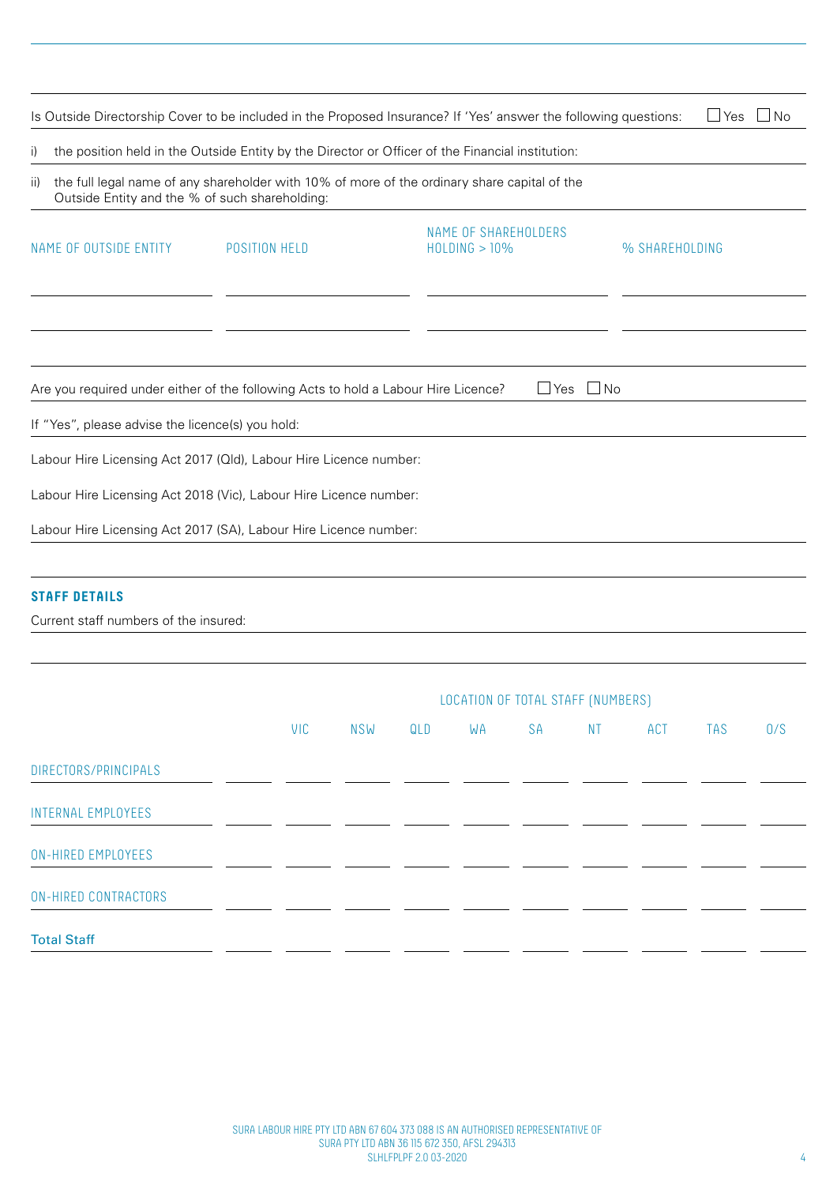Is Outside Directorship Cover to be included in the Proposed Insurance? If 'Yes' answer the following questions: ☐ Yes ☐ No

i) the position held in the Outside Entity by the Director or Officer of the Financial institution:

ii) the full legal name of any shareholder with 10% of more of the ordinary share capital of the Outside Entity and the % of such shareholding:

| NAME OF OUTSIDE ENTITY | POSITION HELD | NAME OF SHAREHOLDERS HOLDING > 10% | % SHAREHOLDING |
|---|---|---|---|
| | | | |
| | | | |

Are you required under either of the following Acts to hold a Labour Hire Licence? ☐ Yes ☐ No

If "Yes", please advise the licence(s) you hold:

Labour Hire Licensing Act 2017 (Qld), Labour Hire Licence number:

Labour Hire Licensing Act 2018 (Vic), Labour Hire Licence number:

Labour Hire Licensing Act 2017 (SA), Labour Hire Licence number:

## STAFF DETAILS

Current staff numbers of the insured:

| | | LOCATION OF TOTAL STAFF (NUMBERS) | | | | | | | | |
|---|---|---|---|---|---|---|---|---|---|---|
| | | VIC | NSW | QLD | WA | SA | NT | ACT | TAS | O/S |
| DIRECTORS/PRINCIPALS | | | | | | | | | | |
| INTERNAL EMPLOYEES | | | | | | | | | | |
| ON-HIRED EMPLOYEES | | | | | | | | | | |
| ON-HIRED CONTRACTORS | | | | | | | | | | |
| **Total Staff** | | | | | | | | | | |

SURA LABOUR HIRE PTY LTD ABN 67 604 373 088 IS AN AUTHORISED REPRESENTATIVE OF SURA PTY LTD ABN 36 115 672 350, AFSL 294313
SLHLFPLPF 2.0 03-2020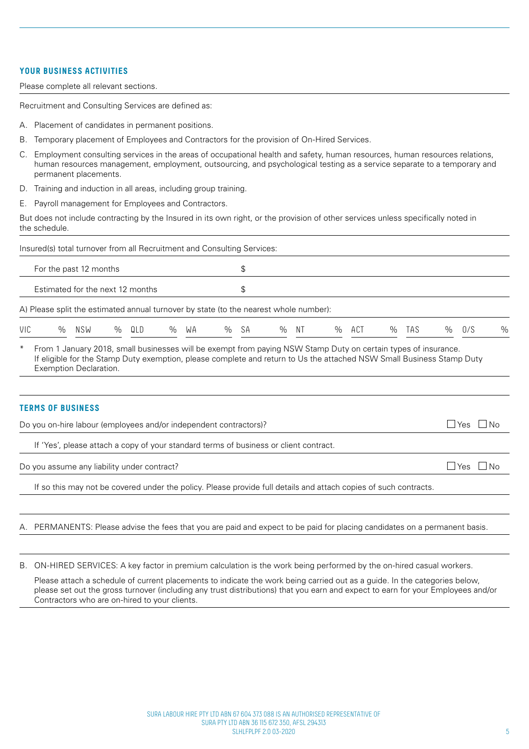## YOUR BUSINESS ACTIVITIES

Please complete all relevant sections.

Recruitment and Consulting Services are defined as:

A. Placement of candidates in permanent positions.

B. Temporary placement of Employees and Contractors for the provision of On-Hired Services.

C. Employment consulting services in the areas of occupational health and safety, human resources, human resources relations, human resources management, employment, outsourcing, and psychological testing as a service separate to a temporary and permanent placements.

D. Training and induction in all areas, including group training.

E. Payroll management for Employees and Contractors.

But does not include contracting by the Insured in its own right, or the provision of other services unless specifically noted in the schedule.

Insured(s) total turnover from all Recruitment and Consulting Services:

| | |
|---|---|
| For the past 12 months | $ |
| Estimated for the next 12 months | $ |

A) Please split the estimated annual turnover by state (to the nearest whole number):

| VIC | % | NSW | % | QLD | % | WA | % | SA | % | NT | % | ACT | % | TAS | % | O/S | % |
|---|---|---|---|---|---|---|---|---|---|---|---|---|---|---|---|---|---|

\* From 1 January 2018, small businesses will be exempt from paying NSW Stamp Duty on certain types of insurance. If eligible for the Stamp Duty exemption, please complete and return to Us the attached NSW Small Business Stamp Duty Exemption Declaration.

## TERMS OF BUSINESS

Do you on-hire labour (employees and/or independent contractors)? ☐ Yes ☐ No

If 'Yes', please attach a copy of your standard terms of business or client contract.

Do you assume any liability under contract? ☐ Yes ☐ No

If so this may not be covered under the policy. Please provide full details and attach copies of such contracts.

A. PERMANENTS: Please advise the fees that you are paid and expect to be paid for placing candidates on a permanent basis.

B. ON-HIRED SERVICES: A key factor in premium calculation is the work being performed by the on-hired casual workers.

Please attach a schedule of current placements to indicate the work being carried out as a guide. In the categories below, please set out the gross turnover (including any trust distributions) that you earn and expect to earn for your Employees and/or Contractors who are on-hired to your clients.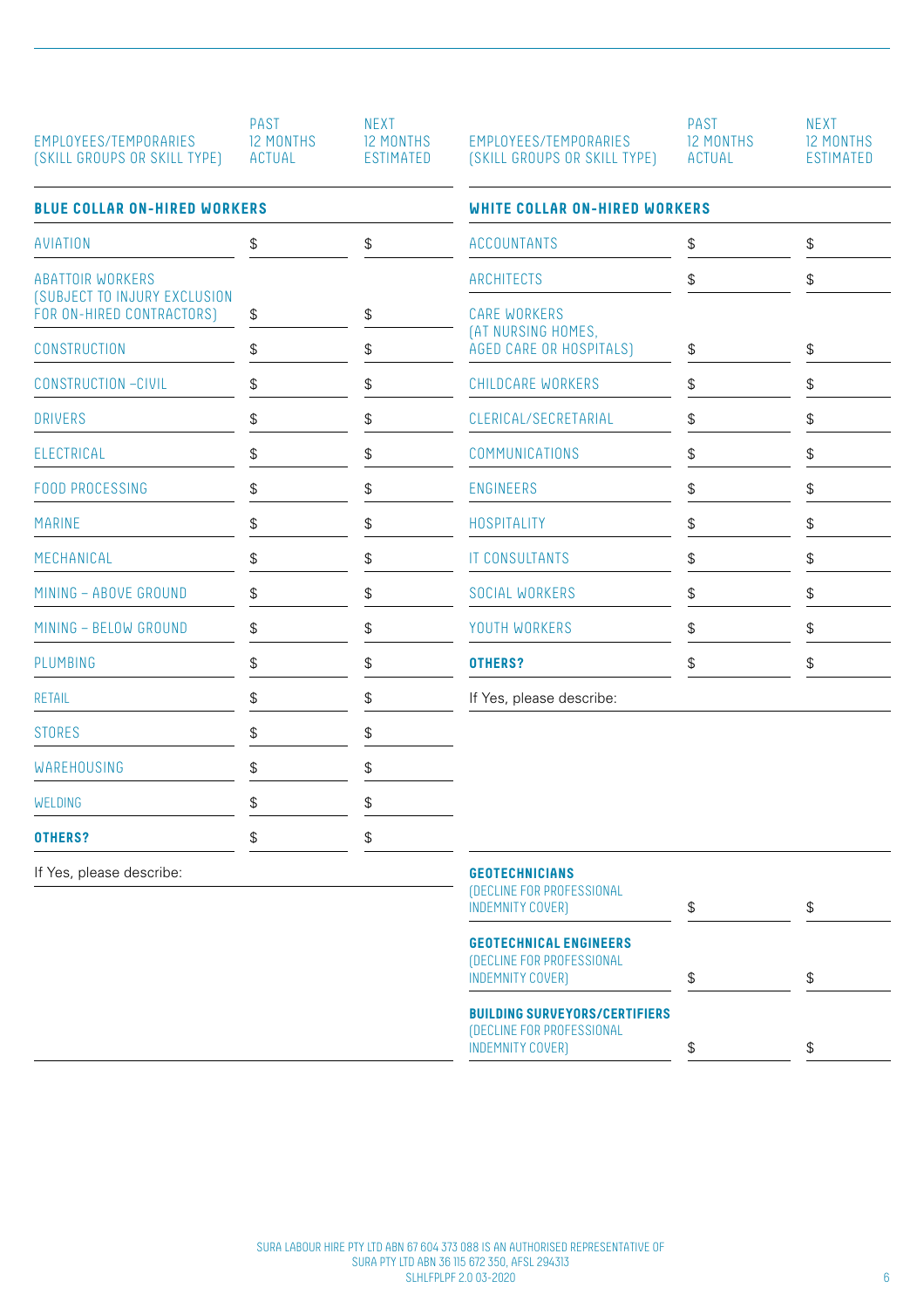| EMPLOYEES/TEMPORARIES (SKILL GROUPS OR SKILL TYPE) | PAST 12 MONTHS ACTUAL | NEXT 12 MONTHS ESTIMATED |
|---|---|---|
| **BLUE COLLAR ON-HIRED WORKERS** | | |
| AVIATION | $ | $ |
| ABATTOIR WORKERS (SUBJECT TO INJURY EXCLUSION FOR ON-HIRED CONTRACTORS) | $ | $ |
| CONSTRUCTION | $ | $ |
| CONSTRUCTION –CIVIL | $ | $ |
| DRIVERS | $ | $ |
| ELECTRICAL | $ | $ |
| FOOD PROCESSING | $ | $ |
| MARINE | $ | $ |
| MECHANICAL | $ | $ |
| MINING – ABOVE GROUND | $ | $ |
| MINING – BELOW GROUND | $ | $ |
| PLUMBING | $ | $ |
| RETAIL | $ | $ |
| STORES | $ | $ |
| WAREHOUSING | $ | $ |
| WELDING | $ | $ |
| **OTHERS?** | $ | $ |

If Yes, please describe:

| EMPLOYEES/TEMPORARIES (SKILL GROUPS OR SKILL TYPE) | PAST 12 MONTHS ACTUAL | NEXT 12 MONTHS ESTIMATED |
|---|---|---|
| **WHITE COLLAR ON-HIRED WORKERS** | | |
| ACCOUNTANTS | $ | $ |
| ARCHITECTS | $ | $ |
| CARE WORKERS (AT NURSING HOMES, AGED CARE OR HOSPITALS) | $ | $ |
| CHILDCARE WORKERS | $ | $ |
| CLERICAL/SECRETARIAL | $ | $ |
| COMMUNICATIONS | $ | $ |
| ENGINEERS | $ | $ |
| HOSPITALITY | $ | $ |
| IT CONSULTANTS | $ | $ |
| SOCIAL WORKERS | $ | $ |
| YOUTH WORKERS | $ | $ |
| **OTHERS?** | $ | $ |

If Yes, please describe:

| | | |
|---|---|---|
| **GEOTECHNICIANS** (DECLINE FOR PROFESSIONAL INDEMNITY COVER) | $ | $ |
| **GEOTECHNICAL ENGINEERS** (DECLINE FOR PROFESSIONAL INDEMNITY COVER) | $ | $ |
| **BUILDING SURVEYORS/CERTIFIERS** (DECLINE FOR PROFESSIONAL INDEMNITY COVER) | $ | $ |

SURA LABOUR HIRE PTY LTD ABN 67 604 373 088 IS AN AUTHORISED REPRESENTATIVE OF SURA PTY LTD ABN 36 115 672 350, AFSL 294313
SLHLFPLPF 2.0 03-2020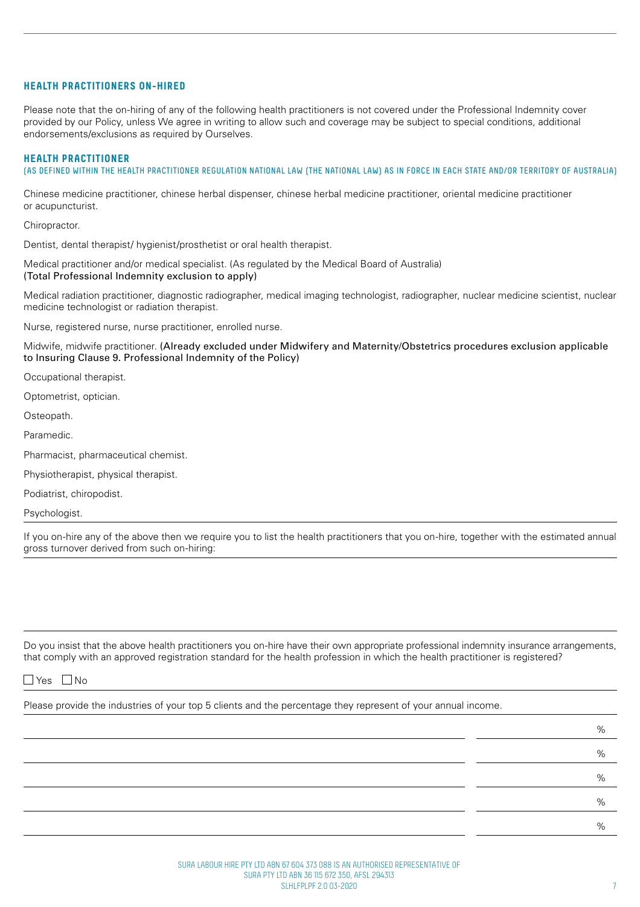## HEALTH PRACTITIONERS ON-HIRED

Please note that the on-hiring of any of the following health practitioners is not covered under the Professional Indemnity cover provided by our Policy, unless We agree in writing to allow such and coverage may be subject to special conditions, additional endorsements/exclusions as required by Ourselves.

## HEALTH PRACTITIONER

(AS DEFINED WITHIN THE HEALTH PRACTITIONER REGULATION NATIONAL LAW (THE NATIONAL LAW) AS IN FORCE IN EACH STATE AND/OR TERRITORY OF AUSTRALIA)

Chinese medicine practitioner, chinese herbal dispenser, chinese herbal medicine practitioner, oriental medicine practitioner or acupuncturist.

Chiropractor.

Dentist, dental therapist/ hygienist/prosthetist or oral health therapist.

Medical practitioner and/or medical specialist. (As regulated by the Medical Board of Australia)
(Total Professional Indemnity exclusion to apply)

Medical radiation practitioner, diagnostic radiographer, medical imaging technologist, radiographer, nuclear medicine scientist, nuclear medicine technologist or radiation therapist.

Nurse, registered nurse, nurse practitioner, enrolled nurse.

Midwife, midwife practitioner. (Already excluded under Midwifery and Maternity/Obstetrics procedures exclusion applicable to Insuring Clause 9. Professional Indemnity of the Policy)

Occupational therapist.

Optometrist, optician.

Osteopath.

Paramedic.

Pharmacist, pharmaceutical chemist.

Physiotherapist, physical therapist.

Podiatrist, chiropodist.

Psychologist.

If you on-hire any of the above then we require you to list the health practitioners that you on-hire, together with the estimated annual gross turnover derived from such on-hiring:

Do you insist that the above health practitioners you on-hire have their own appropriate professional indemnity insurance arrangements, that comply with an approved registration standard for the health profession in which the health practitioner is registered?

☐ Yes ☐ No

Please provide the industries of your top 5 clients and the percentage they represent of your annual income.

| Industry | Percentage |
|---|---|
| | % |
| | % |
| | % |
| | % |
| | % |

SURA LABOUR HIRE PTY LTD ABN 67 604 373 088 IS AN AUTHORISED REPRESENTATIVE OF
SURA PTY LTD ABN 36 115 672 350, AFSL 294313
SLHLFPLPF 2.0 03-2020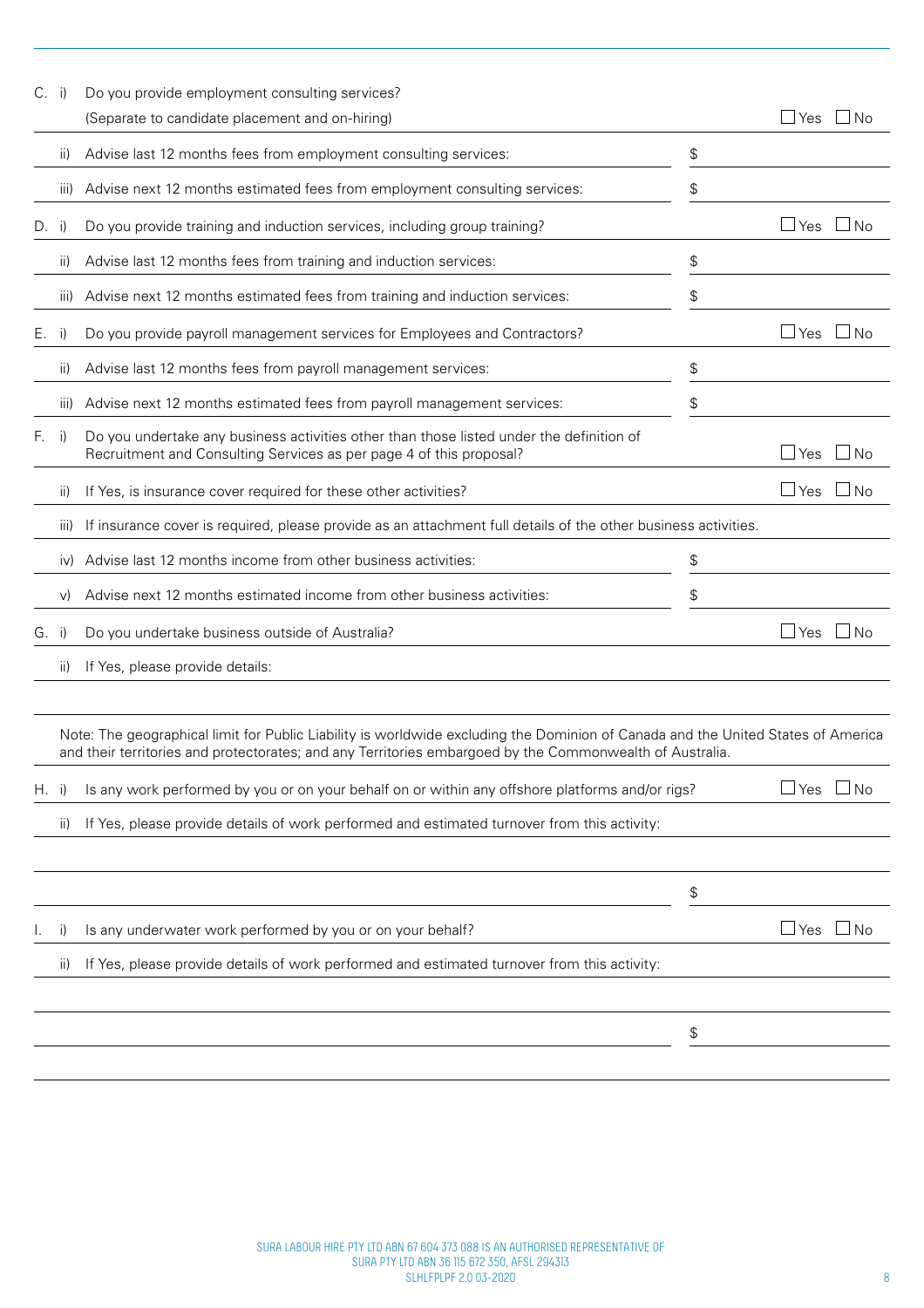| | | | | |
|---|---|---|---|---|
| C. | i) | Do you provide employment consulting services? (Separate to candidate placement and on-hiring) | | ☐ Yes ☐ No |
| | ii) | Advise last 12 months fees from employment consulting services: | $ | |
| | iii) | Advise next 12 months estimated fees from employment consulting services: | $ | |
| D. | i) | Do you provide training and induction services, including group training? | | ☐ Yes ☐ No |
| | ii) | Advise last 12 months fees from training and induction services: | $ | |
| | iii) | Advise next 12 months estimated fees from training and induction services: | $ | |
| E. | i) | Do you provide payroll management services for Employees and Contractors? | | ☐ Yes ☐ No |
| | ii) | Advise last 12 months fees from payroll management services: | $ | |
| | iii) | Advise next 12 months estimated fees from payroll management services: | $ | |
| F. | i) | Do you undertake any business activities other than those listed under the definition of Recruitment and Consulting Services as per page 4 of this proposal? | | ☐ Yes ☐ No |
| | ii) | If Yes, is insurance cover required for these other activities? | | ☐ Yes ☐ No |
| | iii) | If insurance cover is required, please provide as an attachment full details of the other business activities. | | |
| | iv) | Advise last 12 months income from other business activities: | $ | |
| | v) | Advise next 12 months estimated income from other business activities: | $ | |
| G. | i) | Do you undertake business outside of Australia? | | ☐ Yes ☐ No |
| | ii) | If Yes, please provide details: | | |

Note: The geographical limit for Public Liability is worldwide excluding the Dominion of Canada and the United States of America and their territories and protectorates; and any Territories embargoed by the Commonwealth of Australia.

| | | | | |
|---|---|---|---|---|
| H. | i) | Is any work performed by you or on your behalf on or within any offshore platforms and/or rigs? | | ☐ Yes ☐ No |
| | ii) | If Yes, please provide details of work performed and estimated turnover from this activity: | | |
| | | | $ | |
| I. | i) | Is any underwater work performed by you or on your behalf? | | ☐ Yes ☐ No |
| | ii) | If Yes, please provide details of work performed and estimated turnover from this activity: | | |
| | | | $ | |

SURA LABOUR HIRE PTY LTD ABN 67 604 373 088 IS AN AUTHORISED REPRESENTATIVE OF SURA PTY LTD ABN 36 115 672 350, AFSL 294313
SLHLFPLPF 2.0 03-2020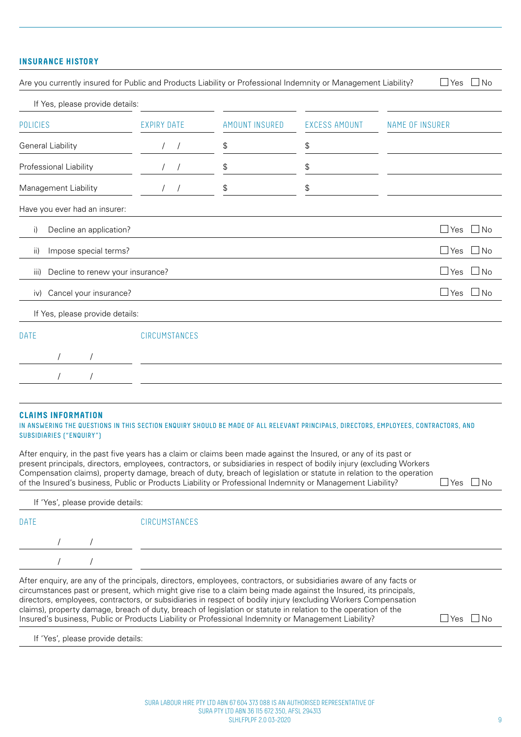## INSURANCE HISTORY

Are you currently insured for Public and Products Liability or Professional Indemnity or Management Liability? ☐ Yes ☐ No

If Yes, please provide details:

| POLICIES | EXPIRY DATE | AMOUNT INSURED | EXCESS AMOUNT | NAME OF INSURER |
|---|---|---|---|---|
| General Liability | / / | $ | $ | |
| Professional Liability | / / | $ | $ | |
| Management Liability | / / | $ | $ | |

Have you ever had an insurer:

i) Decline an application? ☐ Yes ☐ No

ii) Impose special terms? ☐ Yes ☐ No

iii) Decline to renew your insurance? ☐ Yes ☐ No

iv) Cancel your insurance? ☐ Yes ☐ No

If Yes, please provide details:

| DATE | CIRCUMSTANCES |
|---|---|
| / / | |
| / / | |

## CLAIMS INFORMATION

IN ANSWERING THE QUESTIONS IN THIS SECTION ENQUIRY SHOULD BE MADE OF ALL RELEVANT PRINCIPALS, DIRECTORS, EMPLOYEES, CONTRACTORS, AND SUBSIDIARIES ("ENQUIRY")

After enquiry, in the past five years has a claim or claims been made against the Insured, or any of its past or present principals, directors, employees, contractors, or subsidiaries in respect of bodily injury (excluding Workers Compensation claims), property damage, breach of duty, breach of legislation or statute in relation to the operation of the Insured's business, Public or Products Liability or Professional Indemnity or Management Liability? ☐ Yes ☐ No

If 'Yes', please provide details:

| DATE | CIRCUMSTANCES |
|---|---|
| / / | |
| / / | |

After enquiry, are any of the principals, directors, employees, contractors, or subsidiaries aware of any facts or circumstances past or present, which might give rise to a claim being made against the Insured, its principals, directors, employees, contractors, or subsidiaries in respect of bodily injury (excluding Workers Compensation claims), property damage, breach of duty, breach of legislation or statute in relation to the operation of the Insured's business, Public or Products Liability or Professional Indemnity or Management Liability? ☐ Yes ☐ No

If 'Yes', please provide details:

SURA LABOUR HIRE PTY LTD ABN 67 604 373 088 IS AN AUTHORISED REPRESENTATIVE OF SURA PTY LTD ABN 36 115 672 350, AFSL 294313
SLHLFPLPF 2.0 03-2020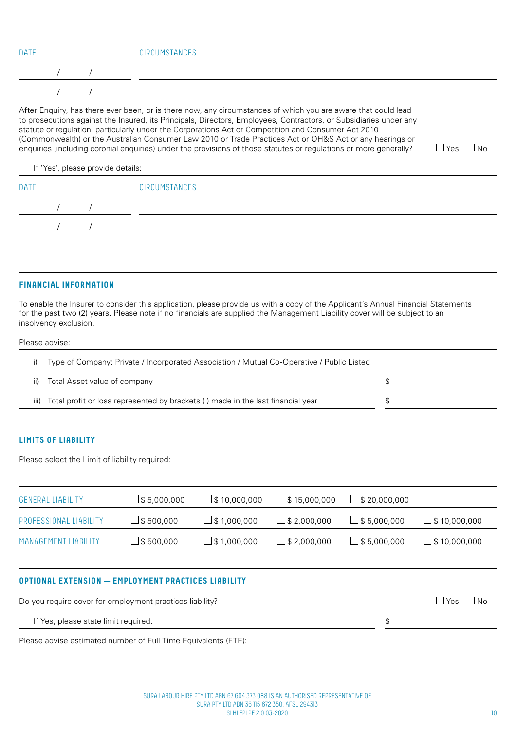| DATE | CIRCUMSTANCES |
|---|---|
| / / | |
| / / | |

After Enquiry, has there ever been, or is there now, any circumstances of which you are aware that could lead to prosecutions against the Insured, its Principals, Directors, Employees, Contractors, or Subsidiaries under any statute or regulation, particularly under the Corporations Act or Competition and Consumer Act 2010 (Commonwealth) or the Australian Consumer Law 2010 or Trade Practices Act or OH&S Act or any hearings or enquiries (including coronial enquiries) under the provisions of those statutes or regulations or more generally? ☐ Yes ☐ No

If 'Yes', please provide details:

| DATE | CIRCUMSTANCES |
|---|---|
| / / | |
| / / | |

## FINANCIAL INFORMATION

To enable the Insurer to consider this application, please provide us with a copy of the Applicant's Annual Financial Statements for the past two (2) years. Please note if no financials are supplied the Management Liability cover will be subject to an insolvency exclusion.

Please advise:

| | |
|---|---|
| i) Type of Company: Private / Incorporated Association / Mutual Co-Operative / Public Listed | |
| ii) Total Asset value of company | $ |
| iii) Total profit or loss represented by brackets ( ) made in the last financial year | $ |

## LIMITS OF LIABILITY

Please select the Limit of liability required:

| | | | | | |
|---|---|---|---|---|---|
| GENERAL LIABILITY | ☐ $ 5,000,000 | ☐ $ 10,000,000 | ☐ $ 15,000,000 | ☐ $ 20,000,000 | |
| PROFESSIONAL LIABILITY | ☐ $ 500,000 | ☐ $ 1,000,000 | ☐ $ 2,000,000 | ☐ $ 5,000,000 | ☐ $ 10,000,000 |
| MANAGEMENT LIABILITY | ☐ $ 500,000 | ☐ $ 1,000,000 | ☐ $ 2,000,000 | ☐ $ 5,000,000 | ☐ $ 10,000,000 |

## OPTIONAL EXTENSION — EMPLOYMENT PRACTICES LIABILITY

Do you require cover for employment practices liability? ☐ Yes ☐ No

If Yes, please state limit required. $

Please advise estimated number of Full Time Equivalents (FTE):

SURA LABOUR HIRE PTY LTD ABN 67 604 373 088 IS AN AUTHORISED REPRESENTATIVE OF SURA PTY LTD ABN 36 115 672 350, AFSL 294313
SLHLFPLPF 2.0 03-2020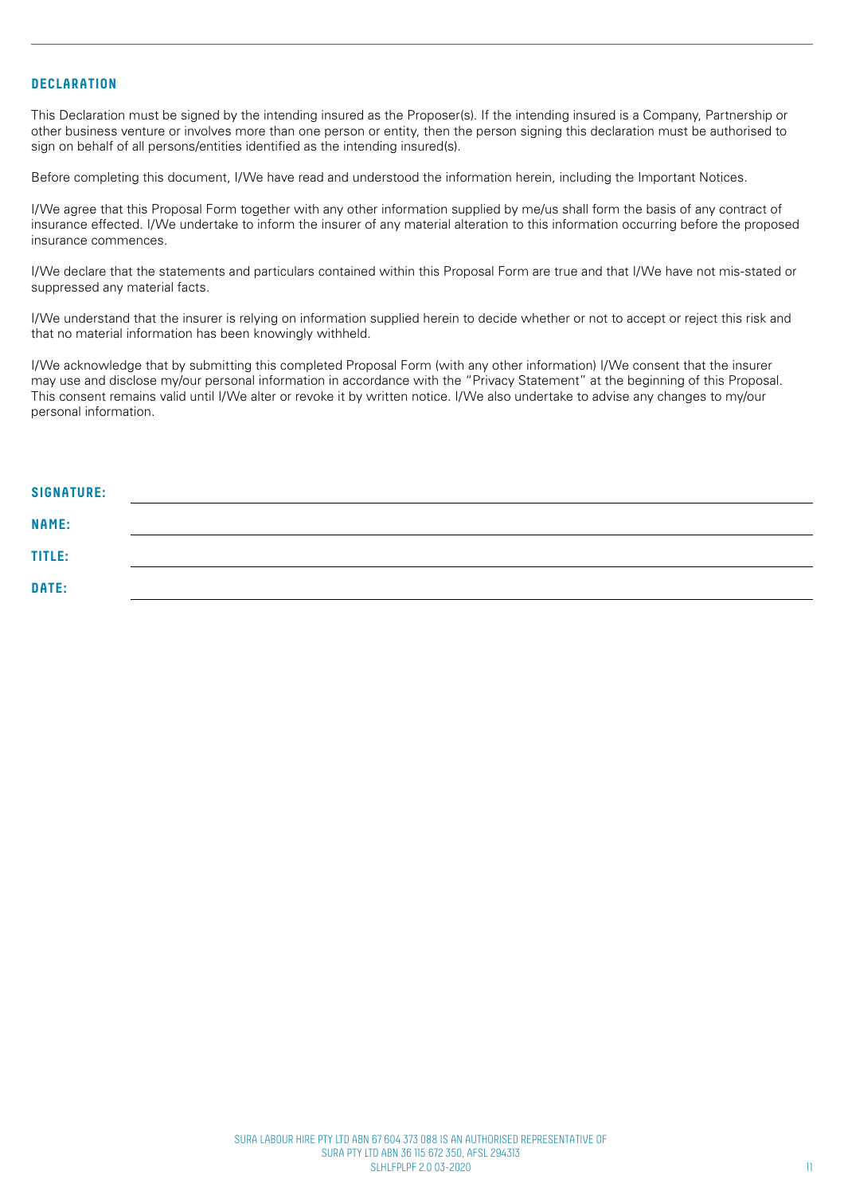## DECLARATION

This Declaration must be signed by the intending insured as the Proposer(s). If the intending insured is a Company, Partnership or other business venture or involves more than one person or entity, then the person signing this declaration must be authorised to sign on behalf of all persons/entities identified as the intending insured(s).

Before completing this document, I/We have read and understood the information herein, including the Important Notices.

I/We agree that this Proposal Form together with any other information supplied by me/us shall form the basis of any contract of insurance effected. I/We undertake to inform the insurer of any material alteration to this information occurring before the proposed insurance commences.

I/We declare that the statements and particulars contained within this Proposal Form are true and that I/We have not mis-stated or suppressed any material facts.

I/We understand that the insurer is relying on information supplied herein to decide whether or not to accept or reject this risk and that no material information has been knowingly withheld.

I/We acknowledge that by submitting this completed Proposal Form (with any other information) I/We consent that the insurer may use and disclose my/our personal information in accordance with the "Privacy Statement" at the beginning of this Proposal. This consent remains valid until I/We alter or revoke it by written notice. I/We also undertake to advise any changes to my/our personal information.

**SIGNATURE:** ____________________

**NAME:** ____________________

**TITLE:** ____________________

**DATE:** ____________________

SURA LABOUR HIRE PTY LTD ABN 67 604 373 088 IS AN AUTHORISED REPRESENTATIVE OF SURA PTY LTD ABN 36 115 672 350, AFSL 294313

SLHLFPLPF 2.0 03-2020